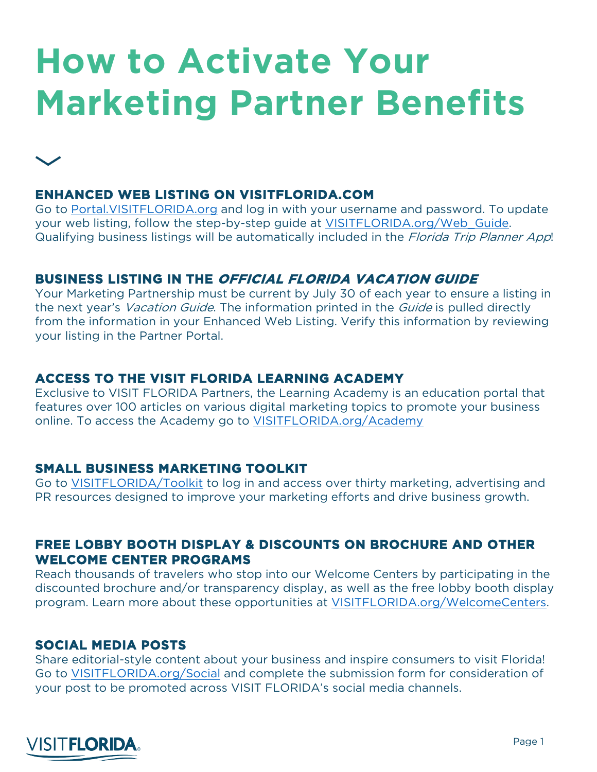# How to Activate Your Marketing Partner Benefits

## ENHANCED WEB LISTING ON VISITFLORIDA.COM

Go to Portal.VISITFLORIDA.org and log in with your username and password. To update your web listing, follow the step-by-step guide at VISITFLORIDA.org/Web_Guide. Qualifying business listings will be automatically included in the *Florida Trip Planner App*!

## BUSINESS LISTING IN THE *OFFICIAL FLORIDA VACATION GUIDE*

Your Marketing Partnership must be current by July 30 of each year to ensure a listing in the next year's *Vacation Guide*. The information printed in the *Guide* is pulled directly from the information in your Enhanced Web Listing. Verify this information by reviewing your listing in the Partner Portal.

## ACCESS TO THE VISIT FLORIDA LEARNING ACADEMY

Exclusive to VISIT FLORIDA Partners, the Learning Academy is an education portal that features over 100 articles on various digital marketing topics to promote your business online. To access the Academy go to VISITFLORIDA.org/Academy

## SMALL BUSINESS MARKETING TOOLKIT

Go to VISITFLORIDA/Toolkit to log in and access over thirty marketing, advertising and PR resources designed to improve your marketing efforts and drive business growth.

## FREE LOBBY BOOTH DISPLAY & DISCOUNTS ON BROCHURE AND OTHER WELCOME CENTER PROGRAMS

Reach thousands of travelers who stop into our Welcome Centers by participating in the discounted brochure and/or transparency display, as well as the free lobby booth display program. Learn more about these opportunities at VISITFLORIDA.org/WelcomeCenters.

## SOCIAL MEDIA POSTS

Share editorial-style content about your business and inspire consumers to visit Florida! Go to VISITFLORIDA.org/Social and complete the submission form for consideration of your post to be promoted across VISIT FLORIDA's social media channels.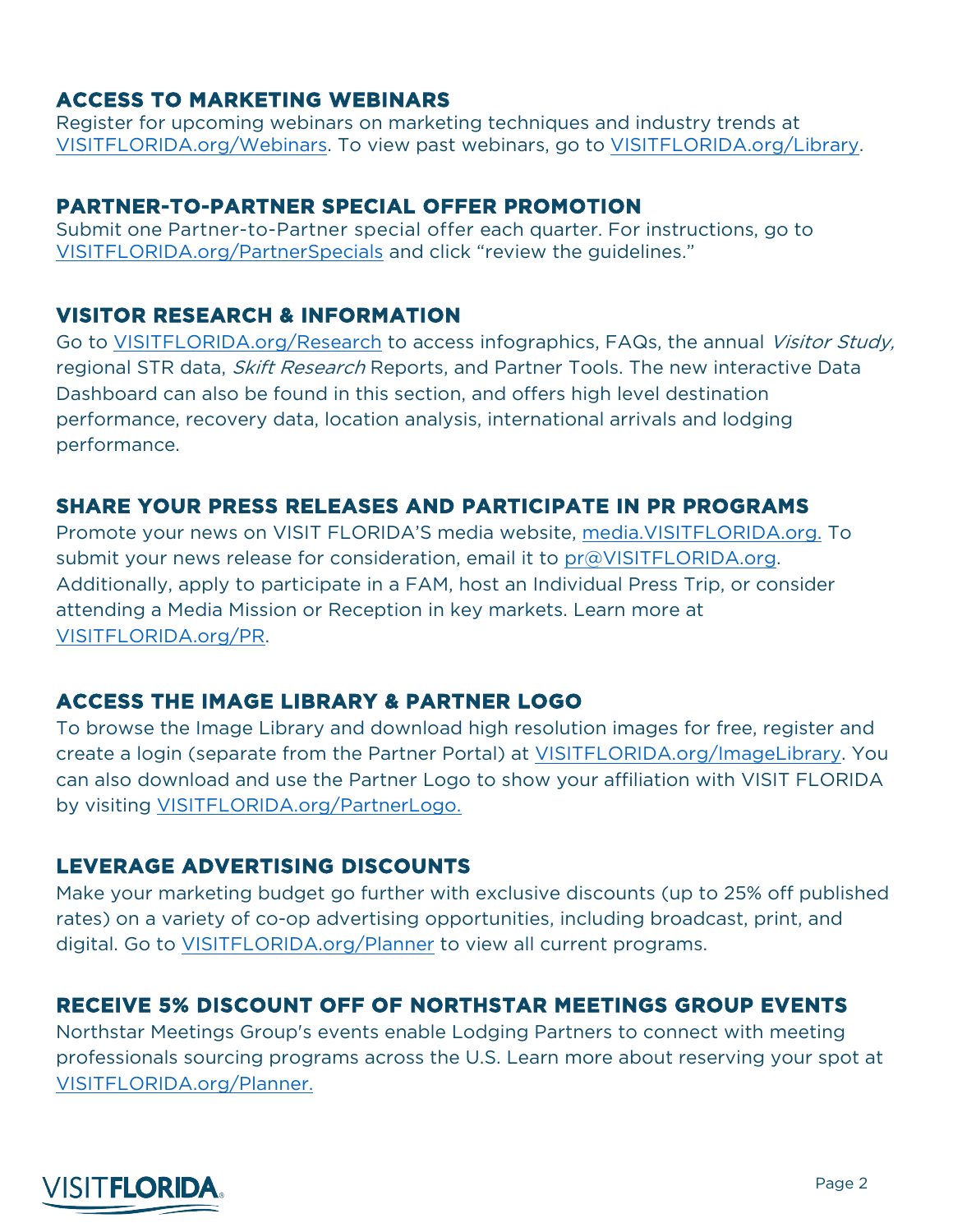## ACCESS TO MARKETING WEBINARS

Register for upcoming webinars on marketing techniques and industry trends at VISITFLORIDA.org/Webinars. To view past webinars, go to VISITFLORIDA.org/Library.

## PARTNER-TO-PARTNER SPECIAL OFFER PROMOTION

Submit one Partner-to-Partner special offer each quarter. For instructions, go to VISITFLORIDA.org/PartnerSpecials and click "review the guidelines."

## VISITOR RESEARCH & INFORMATION

Go to VISITFLORIDA.org/Research to access infographics, FAQs, the annual *Visitor Study,* regional STR data, *Skift Research* Reports, and Partner Tools. The new interactive Data Dashboard can also be found in this section, and offers high level destination performance, recovery data, location analysis, international arrivals and lodging performance.

## SHARE YOUR PRESS RELEASES AND PARTICIPATE IN PR PROGRAMS

Promote your news on VISIT FLORIDA'S media website, media.VISITFLORIDA.org. To submit your news release for consideration, email it to pr@VISITFLORIDA.org. Additionally, apply to participate in a FAM, host an Individual Press Trip, or consider attending a Media Mission or Reception in key markets. Learn more at VISITFLORIDA.org/PR.

## ACCESS THE IMAGE LIBRARY & PARTNER LOGO

To browse the Image Library and download high resolution images for free, register and create a login (separate from the Partner Portal) at VISITFLORIDA.org/ImageLibrary. You can also download and use the Partner Logo to show your affiliation with VISIT FLORIDA by visiting VISITFLORIDA.org/PartnerLogo.

## LEVERAGE ADVERTISING DISCOUNTS

Make your marketing budget go further with exclusive discounts (up to 25% off published rates) on a variety of co-op advertising opportunities, including broadcast, print, and digital. Go to VISITFLORIDA.org/Planner to view all current programs.

## RECEIVE 5% DISCOUNT OFF OF NORTHSTAR MEETINGS GROUP EVENTS

Northstar Meetings Group's events enable Lodging Partners to connect with meeting professionals sourcing programs across the U.S. Learn more about reserving your spot at VISITFLORIDA.org/Planner.